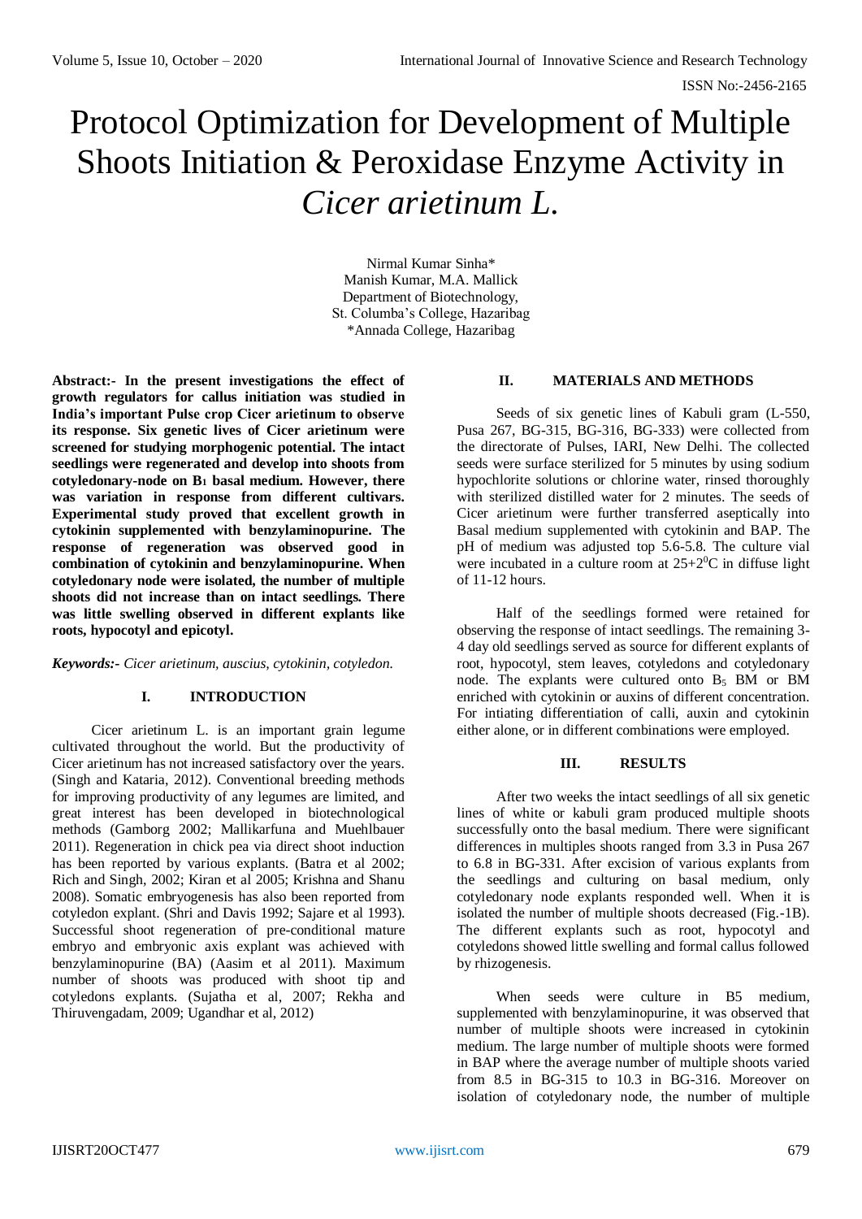# Protocol Optimization for Development of Multiple Shoots Initiation & Peroxidase Enzyme Activity in *Cicer arietinum L.*

Nirmal Kumar Sinha*
Manish Kumar, M.A. Mallick
Department of Biotechnology,
St. Columba's College, Hazaribag
*Annada College, Hazaribag

**Abstract:- In the present investigations the effect of growth regulators for callus initiation was studied in India's important Pulse crop Cicer arietinum to observe its response. Six genetic lives of Cicer arietinum were screened for studying morphogenic potential. The intact seedlings were regenerated and develop into shoots from cotyledonary-node on $B_1$ basal medium. However, there was variation in response from different cultivars. Experimental study proved that excellent growth in cytokinin supplemented with benzylaminopurine. The response of regeneration was observed good in combination of cytokinin and benzylaminopurine. When cotyledonary node were isolated, the number of multiple shoots did not increase than on intact seedlings. There was little swelling observed in different explants like roots, hypocotyl and epicotyl.**

***Keywords:-** Cicer arietinum, auscius, cytokinin, cotyledon.*

## I. INTRODUCTION

Cicer arietinum L. is an important grain legume cultivated throughout the world. But the productivity of Cicer arietinum has not increased satisfactory over the years. (Singh and Kataria, 2012). Conventional breeding methods for improving productivity of any legumes are limited, and great interest has been developed in biotechnological methods (Gamborg 2002; Mallikarfuna and Muehlbauer 2011). Regeneration in chick pea via direct shoot induction has been reported by various explants. (Batra et al 2002; Rich and Singh, 2002; Kiran et al 2005; Krishna and Shanu 2008). Somatic embryogenesis has also been reported from cotyledon explant. (Shri and Davis 1992; Sajare et al 1993). Successful shoot regeneration of pre-conditional mature embryo and embryonic axis explant was achieved with benzylaminopurine (BA) (Aasim et al 2011). Maximum number of shoots was produced with shoot tip and cotyledons explants. (Sujatha et al, 2007; Rekha and Thiruvengadam, 2009; Ugandhar et al, 2012)

## II. MATERIALS AND METHODS

Seeds of six genetic lines of Kabuli gram (L-550, Pusa 267, BG-315, BG-316, BG-333) were collected from the directorate of Pulses, IARI, New Delhi. The collected seeds were surface sterilized for 5 minutes by using sodium hypochlorite solutions or chlorine water, rinsed thoroughly with sterilized distilled water for 2 minutes. The seeds of Cicer arietinum were further transferred aseptically into Basal medium supplemented with cytokinin and BAP. The pH of medium was adjusted top 5.6-5.8. The culture vial were incubated in a culture room at $25+2^0C$ in diffuse light of 11-12 hours.

Half of the seedlings formed were retained for observing the response of intact seedlings. The remaining 3-4 day old seedlings served as source for different explants of root, hypocotyl, stem leaves, cotyledons and cotyledonary node. The explants were cultured onto $B_5$ BM or BM enriched with cytokinin or auxins of different concentration. For intiating differentiation of calli, auxin and cytokinin either alone, or in different combinations were employed.

## III. RESULTS

After two weeks the intact seedlings of all six genetic lines of white or kabuli gram produced multiple shoots successfully onto the basal medium. There were significant differences in multiples shoots ranged from 3.3 in Pusa 267 to 6.8 in BG-331. After excision of various explants from the seedlings and culturing on basal medium, only cotyledonary node explants responded well. When it is isolated the number of multiple shoots decreased (Fig.-1B). The different explants such as root, hypocotyl and cotyledons showed little swelling and formal callus followed by rhizogenesis.

When seeds were culture in B5 medium, supplemented with benzylaminopurine, it was observed that number of multiple shoots were increased in cytokinin medium. The large number of multiple shoots were formed in BAP where the average number of multiple shoots varied from 8.5 in BG-315 to 10.3 in BG-316. Moreover on isolation of cotyledonary node, the number of multiple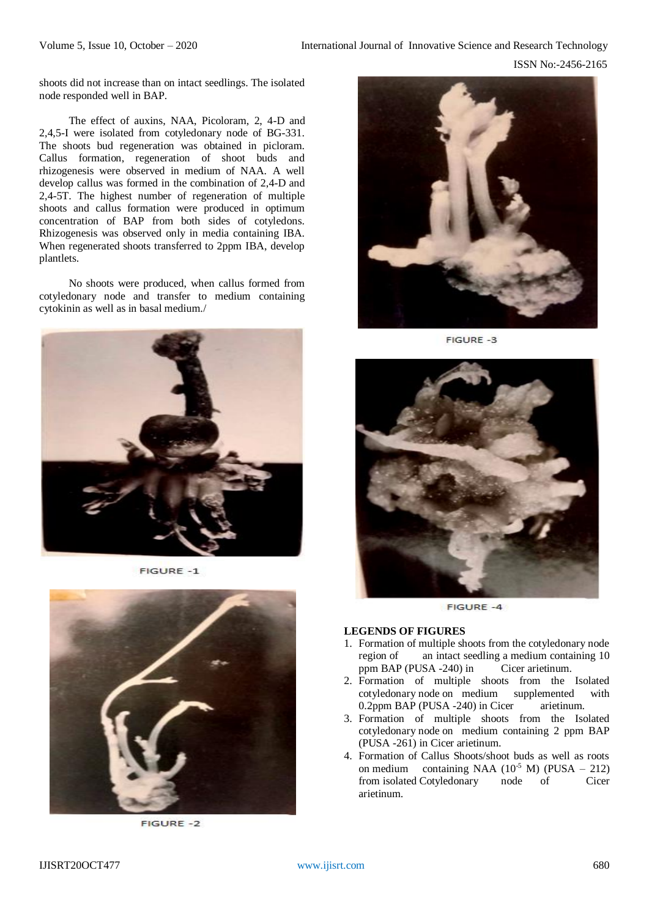shoots did not increase than on intact seedlings. The isolated node responded well in BAP.

The effect of auxins, NAA, Picoloram, 2, 4-D and 2,4,5-I were isolated from cotyledonary node of BG-331. The shoots bud regeneration was obtained in picloram. Callus formation, regeneration of shoot buds and rhizogenesis were observed in medium of NAA. A well develop callus was formed in the combination of 2,4-D and 2,4-5T. The highest number of regeneration of multiple shoots and callus formation were produced in optimum concentration of BAP from both sides of cotyledons. Rhizogenesis was observed only in media containing IBA. When regenerated shoots transferred to 2ppm IBA, develop plantlets.

No shoots were produced, when callus formed from cotyledonary node and transfer to medium containing cytokinin as well as in basal medium./

FIGURE -1

FIGURE -2

FIGURE -3

FIGURE -4

**LEGENDS OF FIGURES**

1. Formation of multiple shoots from the cotyledonary node region of an intact seedling a medium containing 10 ppm BAP (PUSA -240) in Cicer arietinum.
2. Formation of multiple shoots from the Isolated cotyledonary node on medium supplemented with 0.2ppm BAP (PUSA -240) in Cicer arietinum.
3. Formation of multiple shoots from the Isolated cotyledonary node on medium containing 2 ppm BAP (PUSA -261) in Cicer arietinum.
4. Formation of Callus Shoots/shoot buds as well as roots on medium containing NAA ($10^{-5}$ M) (PUSA – 212) from isolated Cotyledonary node of Cicer arietinum.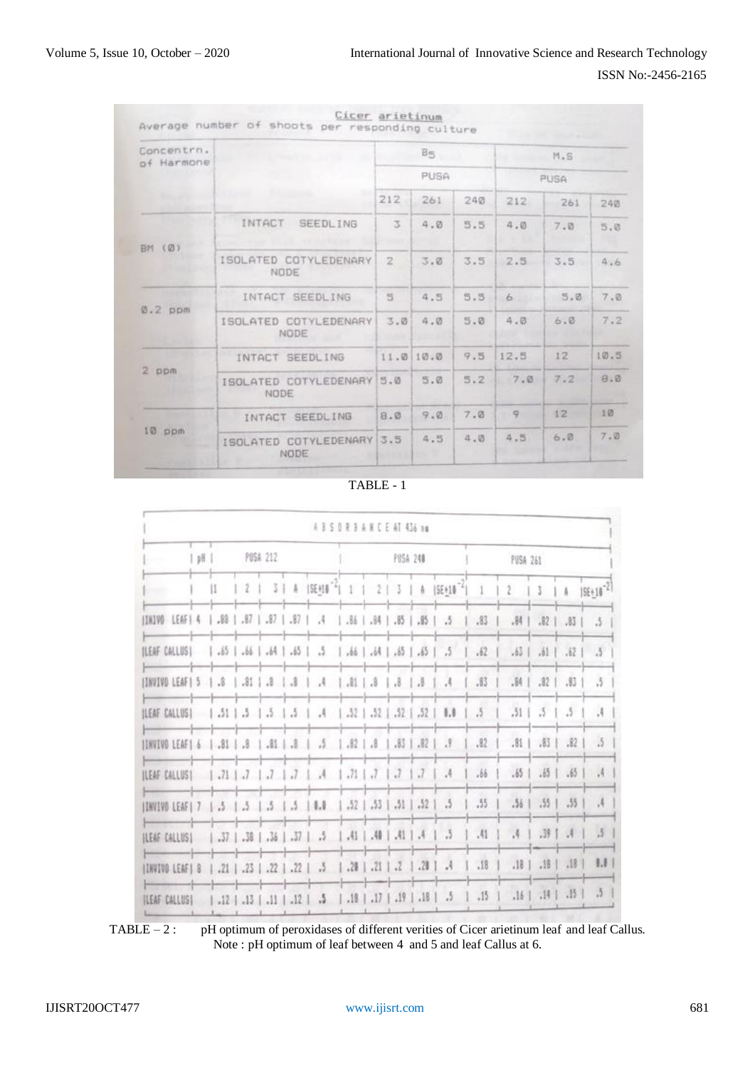*Cicer arietinum*

Average number of shoots per responding culture

| Concentrn. of Harmone | | B5 | | | M.S | | |
|---|---|---|---|---|---|---|---|
| | | PUSA | | | PUSA | | |
| | | 212 | 261 | 240 | 212 | 261 | 240 |
| BM (0) | INTACT SEEDLING | 3 | 4.0 | 5.5 | 4.0 | 7.0 | 5.0 |
| | ISOLATED COTYLEDENARY NODE | 2 | 3.0 | 3.5 | 2.5 | 3.5 | 4.6 |
| 0.2 ppm | INTACT SEEDLING | 5 | 4.5 | 5.5 | 6 | 5.0 | 7.0 |
| | ISOLATED COTYLEDENARY NODE | 3.0 | 4.0 | 5.0 | 4.0 | 6.0 | 7.2 |
| 2 ppm | INTACT SEEDLING | 11.0 | 10.0 | 9.5 | 12.5 | 12 | 10.5 |
| | ISOLATED COTYLEDENARY NODE | 5.0 | 5.0 | 5.2 | 7.0 | 7.2 | 8.0 |
| 10 ppm | INTACT SEEDLING | 8.0 | 9.0 | 7.0 | 9 | 12 | 10 |
| | ISOLATED COTYLEDENARY NODE | 3.5 | 4.5 | 4.0 | 4.5 | 6.0 | 7.0 |

TABLE - 1

ABSORBANCE AT 436 nm

| | pH | PUSA 212 | | | | | PUSA 240 | | | | | PUSA 261 | | | | |
|---|---|---|---|---|---|---|---|---|---|---|---|---|---|---|---|---|
| | | 1 | 2 | 3 | A | $SE\pm 10^{-2}$ | 1 | 2 | 3 | A | $SE\pm 10^{-2}$ | 1 | 2 | 3 | A | $SE\pm 10^{-2}$ |
| INVIVO LEAF | 4 | .88 | .87 | .87 | .87 | .4 | .86 | .84 | .85 | .85 | .5 | .83 | .84 | .82 | .83 | .5 |
| LEAF CALLUS | | .65 | .66 | .64 | .65 | .5 | .66 | .64 | .65 | .65 | .5 | .62 | .63 | .61 | .62 | .5 |
| INVIVO LEAF | 5 | .8 | .81 | .8 | .8 | .4 | .81 | .8 | .8 | .8 | .4 | .83 | .84 | .82 | .83 | .5 |
| LEAF CALLUS | | .51 | .5 | .5 | .5 | .4 | .52 | .52 | .52 | .52 | 0.0 | .5 | .51 | .5 | .5 | .4 |
| INVIVO LEAF | 6 | .81 | .8 | .81 | .8 | .5 | .82 | .8 | .83 | .82 | .9 | .82 | .81 | .83 | .82 | .5 |
| LEAF CALLUS | | .71 | .7 | .7 | .7 | .4 | .71 | .7 | .7 | .7 | .4 | .66 | .65 | .65 | .65 | .4 |
| INVIVO LEAF | 7 | .5 | .5 | .5 | .5 | 0.0 | .52 | .53 | .51 | .52 | .5 | .55 | .56 | .55 | .55 | .4 |
| LEAF CALLUS | | .37 | .38 | .36 | .37 | .5 | .41 | .40 | .41 | .4 | .5 | .41 | .4 | .39 | .4 | .5 |
| INVIVO LEAF | 8 | .21 | .23 | .22 | .22 | .5 | .20 | .21 | .2 | .20 | .4 | .18 | .18 | .18 | .18 | 0.0 |
| LEAF CALLUS | | .12 | .13 | .11 | .12 | .5 | .18 | .17 | .19 | .18 | .5 | .15 | .16 | .14 | .15 | .5 |

TABLE – 2 : pH optimum of peroxidases of different verities of Cicer arietinum leaf and leaf Callus.
Note : pH optimum of leaf between 4 and 5 and leaf Callus at 6.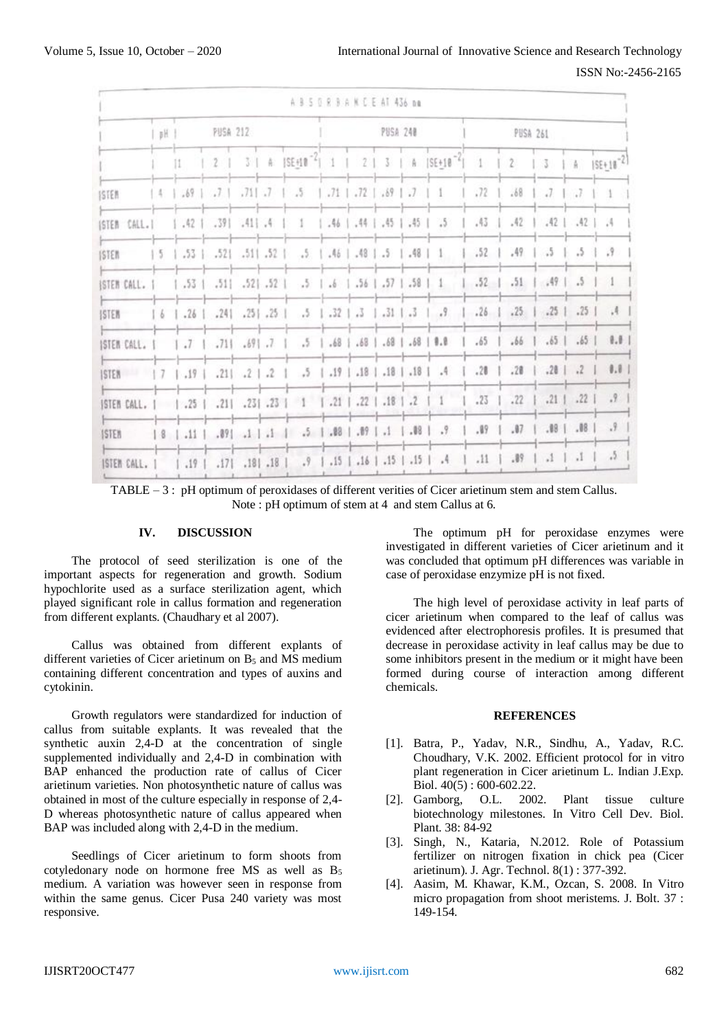| ABSORBANCE AT 436 nm | | | | | | | | | | | | | | | | |
|---|---|---|---|---|---|---|---|---|---|---|---|---|---|---|---|---|
| | pH | PUSA 212 | | | | | PUSA 240 | | | | | PUSA 261 | | | | |
| | | 1 | 2 | 3 | 4 | SE±10⁻² | 1 | 2 | 3 | 4 | SE±10⁻² | 1 | 2 | 3 | 4 | SE±10⁻² |
| STEM | 4 | .69 | .7 | .71 | .7 | .5 | .71 | .72 | .69 | .7 | 1 | .72 | .68 | .7 | .7 | 1 |
| STEM CALL. | | .42 | .39 | .41 | .4 | 1 | .46 | .44 | .45 | .45 | .5 | .43 | .42 | .42 | .42 | .4 |
| STEM | 5 | .53 | .52 | .51 | .52 | .5 | .46 | .48 | .5 | .48 | 1 | .52 | .49 | .5 | .5 | .9 |
| STEM CALL. | | .53 | .51 | .52 | .52 | .5 | .6 | .56 | .57 | .58 | 1 | .52 | .51 | .49 | .5 | 1 |
| STEM | 6 | .26 | .24 | .25 | .25 | .5 | .32 | .3 | .31 | .3 | .9 | .26 | .25 | .25 | .25 | .4 |
| STEM CALL. | | .7 | .71 | .69 | .7 | .5 | .68 | .68 | .68 | .68 | 0.0 | .65 | .66 | .65 | .65 | 0.0 |
| STEM | 7 | .19 | .21 | .2 | .2 | .5 | .19 | .18 | .18 | .18 | .4 | .20 | .20 | .20 | .2 | 0.0 |
| STEM CALL. | | .25 | .21 | .23 | .23 | 1 | .21 | .22 | .18 | .2 | 1 | .23 | .22 | .21 | .22 | .9 |
| STEM | 8 | .11 | .09 | .1 | .1 | .5 | .08 | .09 | .1 | .08 | .9 | .09 | .07 | .08 | .08 | .9 |
| STEM CALL. | | .19 | .17 | .18 | .18 | .9 | .15 | .16 | .15 | .15 | .4 | .11 | .09 | .1 | .1 | .5 |

TABLE – 3 : pH optimum of peroxidases of different verities of Cicer arietinum stem and stem Callus.
Note : pH optimum of stem at 4 and stem Callus at 6.

## IV. DISCUSSION

The protocol of seed sterilization is one of the important aspects for regeneration and growth. Sodium hypochlorite used as a surface sterilization agent, which played significant role in callus formation and regeneration from different explants. (Chaudhary et al 2007).

Callus was obtained from different explants of different varieties of Cicer arietinum on $B_5$ and MS medium containing different concentration and types of auxins and cytokinin.

Growth regulators were standardized for induction of callus from suitable explants. It was revealed that the synthetic auxin 2,4-D at the concentration of single supplemented individually and 2,4-D in combination with BAP enhanced the production rate of callus of Cicer arietinum varieties. Non photosynthetic nature of callus was obtained in most of the culture especially in response of 2,4-D whereas photosynthetic nature of callus appeared when BAP was included along with 2,4-D in the medium.

Seedlings of Cicer arietinum to form shoots from cotyledonary node on hormone free MS as well as $B_5$ medium. A variation was however seen in response from within the same genus. Cicer Pusa 240 variety was most responsive.

The optimum pH for peroxidase enzymes were investigated in different varieties of Cicer arietinum and it was concluded that optimum pH differences was variable in case of peroxidase enzymize pH is not fixed.

The high level of peroxidase activity in leaf parts of cicer arietinum when compared to the leaf of callus was evidenced after electrophoresis profiles. It is presumed that decrease in peroxidase activity in leaf callus may be due to some inhibitors present in the medium or it might have been formed during course of interaction among different chemicals.

## REFERENCES

[1]. Batra, P., Yadav, N.R., Sindhu, A., Yadav, R.C. Choudhary, V.K. 2002. Efficient protocol for in vitro plant regeneration in Cicer arietinum L. Indian J.Exp. Biol. 40(5) : 600-602.22.

[2]. Gamborg, O.L. 2002. Plant tissue culture biotechnology milestones. In Vitro Cell Dev. Biol. Plant. 38: 84-92

[3]. Singh, N., Kataria, N.2012. Role of Potassium fertilizer on nitrogen fixation in chick pea (Cicer arietinum). J. Agr. Technol. 8(1) : 377-392.

[4]. Aasim, M. Khawar, K.M., Ozcan, S. 2008. In Vitro micro propagation from shoot meristems. J. Bolt. 37 : 149-154.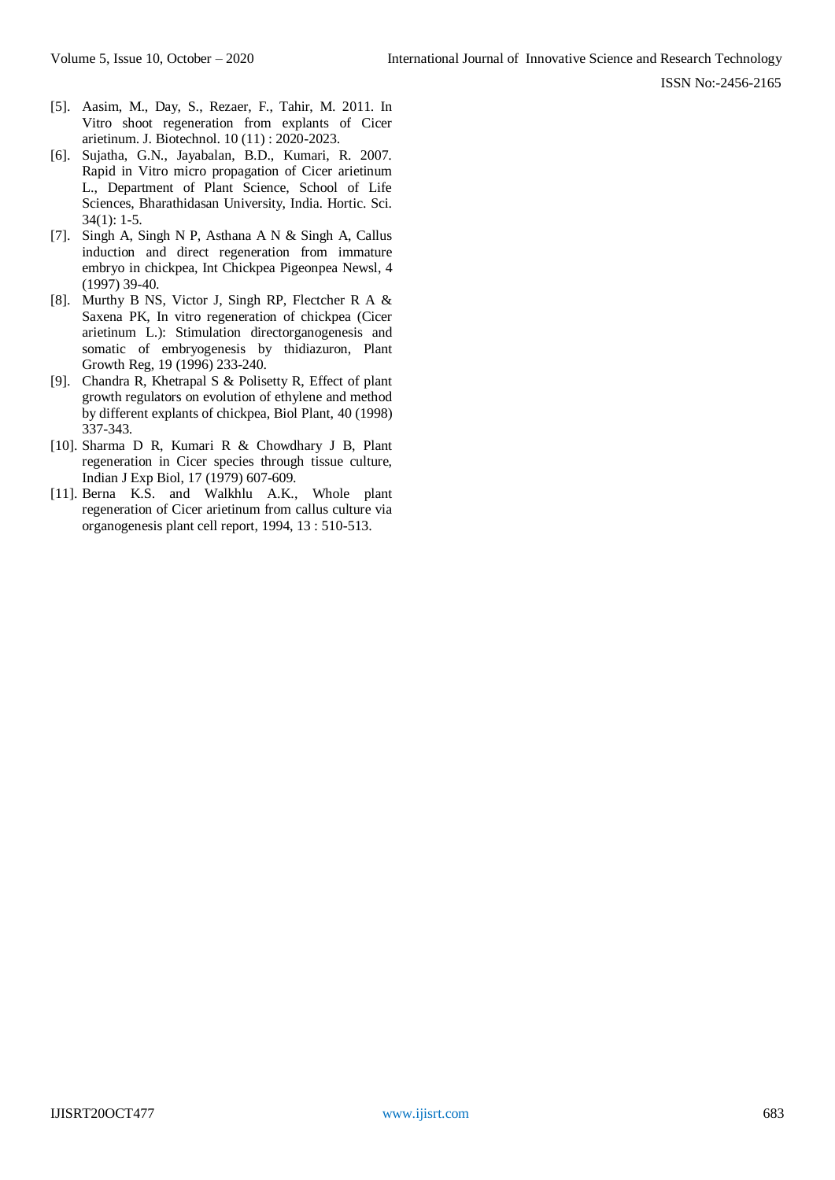[5]. Aasim, M., Day, S., Rezaer, F., Tahir, M. 2011. In Vitro shoot regeneration from explants of Cicer arietinum. J. Biotechnol. 10 (11) : 2020-2023.

[6]. Sujatha, G.N., Jayabalan, B.D., Kumari, R. 2007. Rapid in Vitro micro propagation of Cicer arietinum L., Department of Plant Science, School of Life Sciences, Bharathidasan University, India. Hortic. Sci. 34(1): 1-5.

[7]. Singh A, Singh N P, Asthana A N & Singh A, Callus induction and direct regeneration from immature embryo in chickpea, Int Chickpea Pigeonpea Newsl, 4 (1997) 39-40.

[8]. Murthy B NS, Victor J, Singh RP, Flectcher R A & Saxena PK, In vitro regeneration of chickpea (Cicer arietinum L.): Stimulation directorganogenesis and somatic of embryogenesis by thidiazuron, Plant Growth Reg, 19 (1996) 233-240.

[9]. Chandra R, Khetrapal S & Polisetty R, Effect of plant growth regulators on evolution of ethylene and method by different explants of chickpea, Biol Plant, 40 (1998) 337-343.

[10]. Sharma D R, Kumari R & Chowdhary J B, Plant regeneration in Cicer species through tissue culture, Indian J Exp Biol, 17 (1979) 607-609.

[11]. Berna K.S. and Walkhlu A.K., Whole plant regeneration of Cicer arietinum from callus culture via organogenesis plant cell report, 1994, 13 : 510-513.